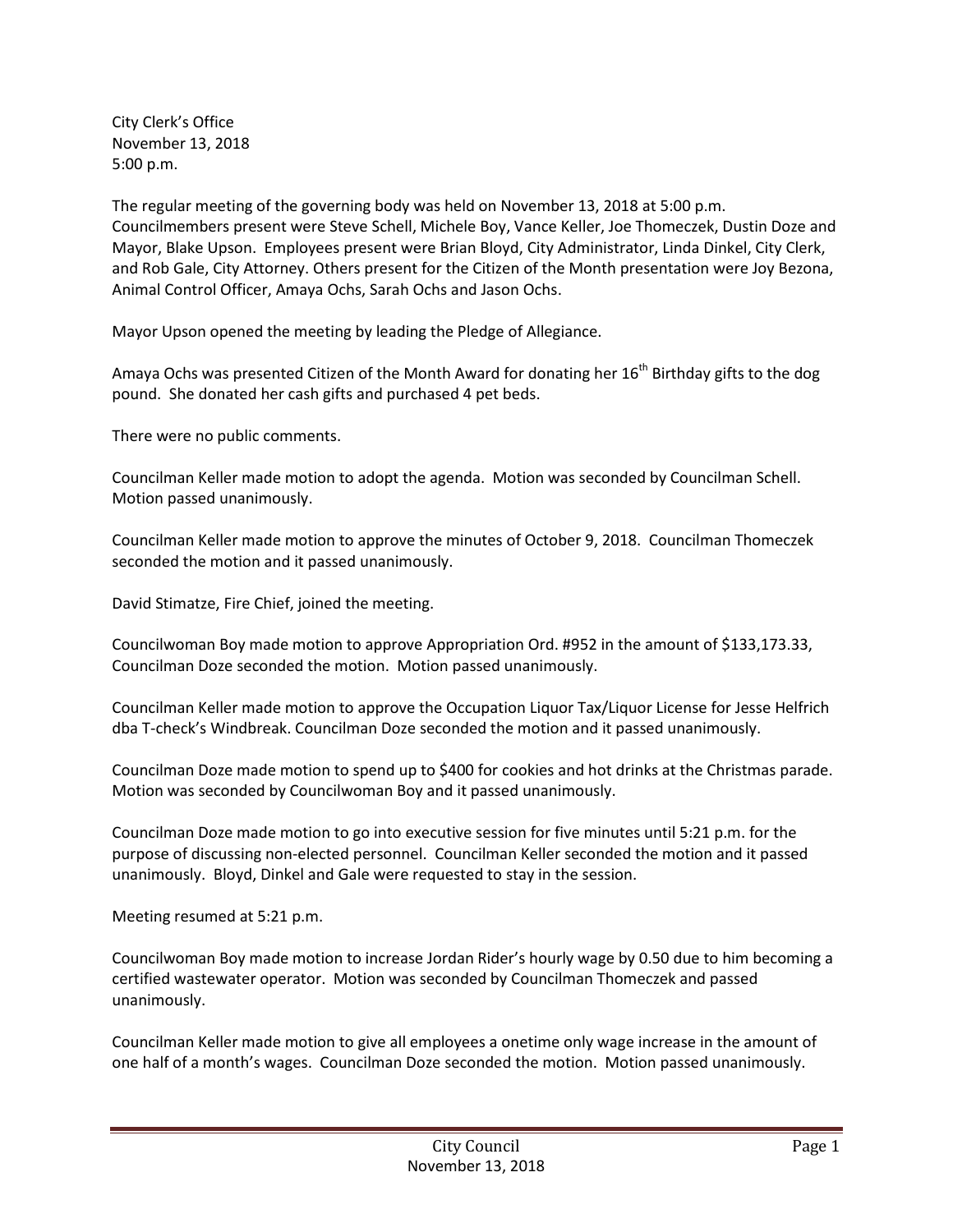City Clerk's Office
November 13, 2018
5:00 p.m.

The regular meeting of the governing body was held on November 13, 2018 at 5:00 p.m. Councilmembers present were Steve Schell, Michele Boy, Vance Keller, Joe Thomeczek, Dustin Doze and Mayor, Blake Upson. Employees present were Brian Bloyd, City Administrator, Linda Dinkel, City Clerk, and Rob Gale, City Attorney. Others present for the Citizen of the Month presentation were Joy Bezona, Animal Control Officer, Amaya Ochs, Sarah Ochs and Jason Ochs.

Mayor Upson opened the meeting by leading the Pledge of Allegiance.

Amaya Ochs was presented Citizen of the Month Award for donating her 16th Birthday gifts to the dog pound. She donated her cash gifts and purchased 4 pet beds.

There were no public comments.

Councilman Keller made motion to adopt the agenda. Motion was seconded by Councilman Schell. Motion passed unanimously.

Councilman Keller made motion to approve the minutes of October 9, 2018. Councilman Thomeczek seconded the motion and it passed unanimously.

David Stimatze, Fire Chief, joined the meeting.

Councilwoman Boy made motion to approve Appropriation Ord. #952 in the amount of $133,173.33, Councilman Doze seconded the motion. Motion passed unanimously.

Councilman Keller made motion to approve the Occupation Liquor Tax/Liquor License for Jesse Helfrich dba T-check's Windbreak. Councilman Doze seconded the motion and it passed unanimously.

Councilman Doze made motion to spend up to $400 for cookies and hot drinks at the Christmas parade. Motion was seconded by Councilwoman Boy and it passed unanimously.

Councilman Doze made motion to go into executive session for five minutes until 5:21 p.m. for the purpose of discussing non-elected personnel. Councilman Keller seconded the motion and it passed unanimously. Bloyd, Dinkel and Gale were requested to stay in the session.

Meeting resumed at 5:21 p.m.

Councilwoman Boy made motion to increase Jordan Rider's hourly wage by 0.50 due to him becoming a certified wastewater operator. Motion was seconded by Councilman Thomeczek and passed unanimously.

Councilman Keller made motion to give all employees a onetime only wage increase in the amount of one half of a month's wages. Councilman Doze seconded the motion. Motion passed unanimously.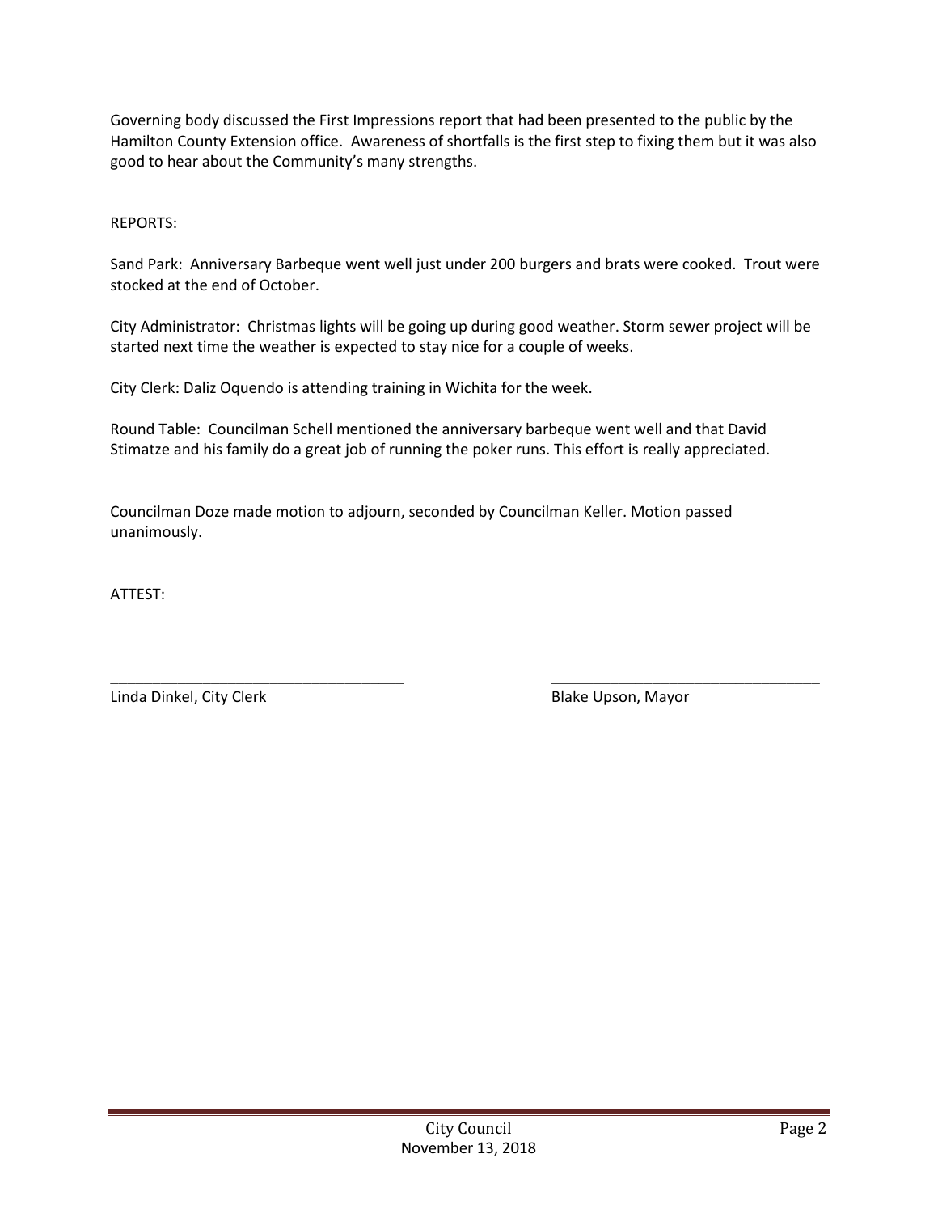Governing body discussed the First Impressions report that had been presented to the public by the Hamilton County Extension office. Awareness of shortfalls is the first step to fixing them but it was also good to hear about the Community's many strengths.

REPORTS:

Sand Park: Anniversary Barbeque went well just under 200 burgers and brats were cooked. Trout were stocked at the end of October.

City Administrator: Christmas lights will be going up during good weather. Storm sewer project will be started next time the weather is expected to stay nice for a couple of weeks.

City Clerk: Daliz Oquendo is attending training in Wichita for the week.

Round Table: Councilman Schell mentioned the anniversary barbeque went well and that David Stimatze and his family do a great job of running the poker runs. This effort is really appreciated.

Councilman Doze made motion to adjourn, seconded by Councilman Keller. Motion passed unanimously.

ATTEST:

\_\_\_\_\_\_\_\_\_\_\_\_\_\_\_\_\_\_\_\_\_\_\_\_\_\_\_\_\_\_\_\_\_\_\_\_ \_\_\_\_\_\_\_\_\_\_\_\_\_\_\_\_\_\_\_\_\_\_\_\_\_\_\_\_\_\_\_\_\_\_

Linda Dinkel, City Clerk Blake Upson, Mayor